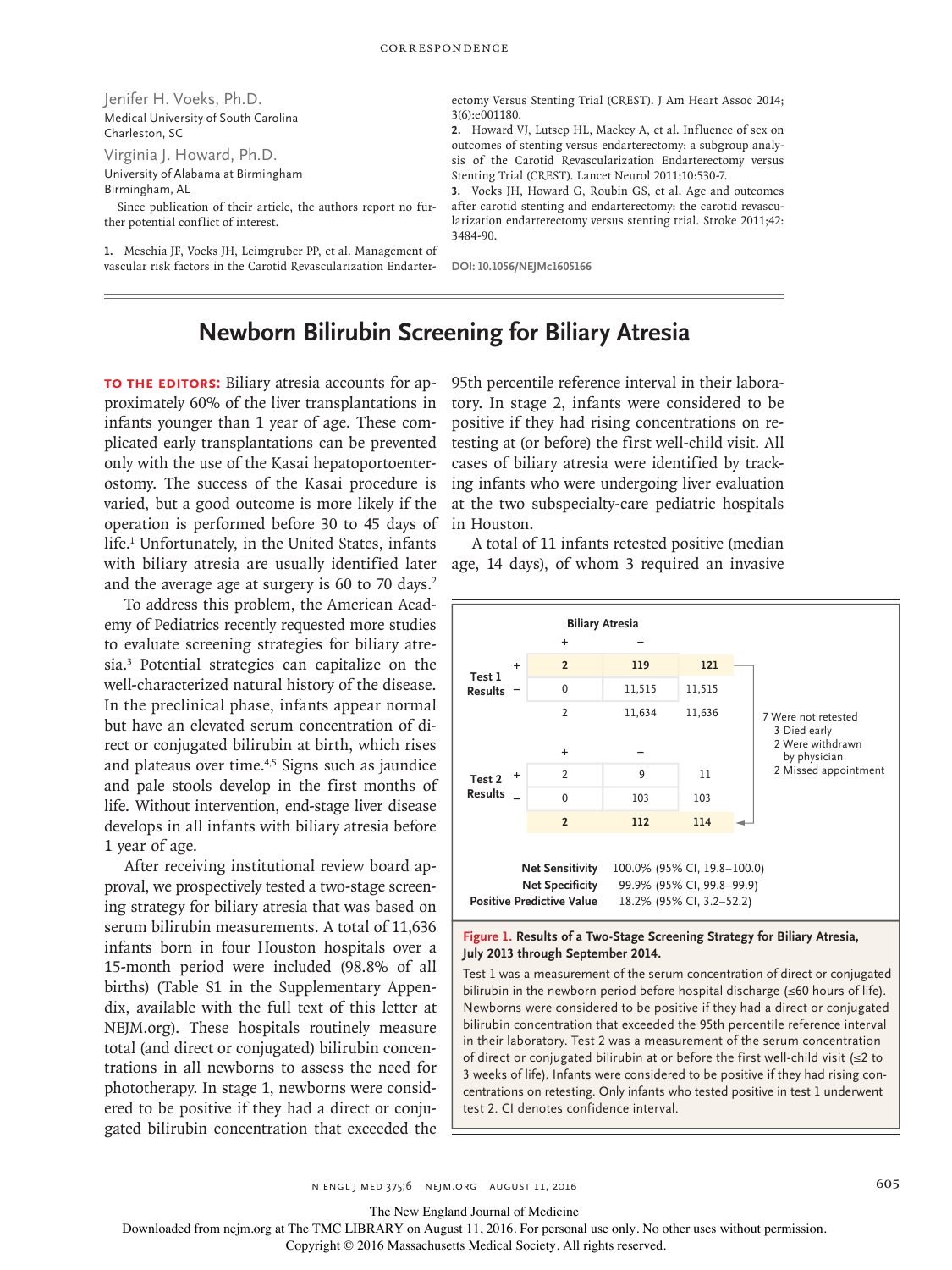Jenifer H. Voeks, Ph.D.
Medical University of South Carolina
Charleston, SC

Virginia J. Howard, Ph.D.
University of Alabama at Birmingham
Birmingham, AL

Since publication of their article, the authors report no further potential conflict of interest.

1. Meschia JF, Voeks JH, Leimgruber PP, et al. Management of vascular risk factors in the Carotid Revascularization Endarterectomy Versus Stenting Trial (CREST). J Am Heart Assoc 2014;3(6):e001180.
2. Howard VJ, Lutsep HL, Mackey A, et al. Influence of sex on outcomes of stenting versus endarterectomy: a subgroup analysis of the Carotid Revascularization Endarterectomy versus Stenting Trial (CREST). Lancet Neurol 2011;10:530-7.
3. Voeks JH, Howard G, Roubin GS, et al. Age and outcomes after carotid stenting and endarterectomy: the carotid revascularization endarterectomy versus stenting trial. Stroke 2011;42:3484-90.

DOI: 10.1056/NEJMc1605166

# Newborn Bilirubin Screening for Biliary Atresia

**TO THE EDITORS:** Biliary atresia accounts for approximately 60% of the liver transplantations in infants younger than 1 year of age. These complicated early transplantations can be prevented only with the use of the Kasai hepatoportoenterostomy. The success of the Kasai procedure is varied, but a good outcome is more likely if the operation is performed before 30 to 45 days of life.[1] Unfortunately, in the United States, infants with biliary atresia are usually identified later and the average age at surgery is 60 to 70 days.[2]

To address this problem, the American Academy of Pediatrics recently requested more studies to evaluate screening strategies for biliary atresia.[3] Potential strategies can capitalize on the well-characterized natural history of the disease. In the preclinical phase, infants appear normal but have an elevated serum concentration of direct or conjugated bilirubin at birth, which rises and plateaus over time.[4,5] Signs such as jaundice and pale stools develop in the first months of life. Without intervention, end-stage liver disease develops in all infants with biliary atresia before 1 year of age.

After receiving institutional review board approval, we prospectively tested a two-stage screening strategy for biliary atresia that was based on serum bilirubin measurements. A total of 11,636 infants born in four Houston hospitals over a 15-month period were included (98.8% of all births) (Table S1 in the Supplementary Appendix, available with the full text of this letter at NEJM.org). These hospitals routinely measure total (and direct or conjugated) bilirubin concentrations in all newborns to assess the need for phototherapy. In stage 1, newborns were considered to be positive if they had a direct or conjugated bilirubin concentration that exceeded the 95th percentile reference interval in their laboratory. In stage 2, infants were considered to be positive if they had rising concentrations on retesting at (or before) the first well-child visit. All cases of biliary atresia were identified by tracking infants who were undergoing liver evaluation at the two subspecialty-care pediatric hospitals in Houston.

A total of 11 infants retested positive (median age, 14 days), of whom 3 required an invasive

| | | Biliary Atresia + | Biliary Atresia − | Total |
|---|---|---|---|---|
| Test 1 Results | + | 2 | 119 | 121 |
| | − | 0 | 11,515 | 11,515 |
| | | 2 | 11,634 | 11,636 |
| Test 2 Results | + | 2 | 9 | 11 |
| | − | 0 | 103 | 103 |
| | | 2 | 112 | 114 |

7 Were not retested
- 3 Died early
- 2 Were withdrawn by physician
- 2 Missed appointment

**Net Sensitivity** 100.0% (95% CI, 19.8–100.0)
**Net Specificity** 99.9% (95% CI, 99.8–99.9)
**Positive Predictive Value** 18.2% (95% CI, 3.2–52.2)

**Figure 1. Results of a Two-Stage Screening Strategy for Biliary Atresia, July 2013 through September 2014.**

Test 1 was a measurement of the serum concentration of direct or conjugated bilirubin in the newborn period before hospital discharge (≤60 hours of life). Newborns were considered to be positive if they had a direct or conjugated bilirubin concentration that exceeded the 95th percentile reference interval in their laboratory. Test 2 was a measurement of the serum concentration of direct or conjugated bilirubin at or before the first well-child visit (≤2 to 3 weeks of life). Infants were considered to be positive if they had rising concentrations on retesting. Only infants who tested positive in test 1 underwent test 2. CI denotes confidence interval.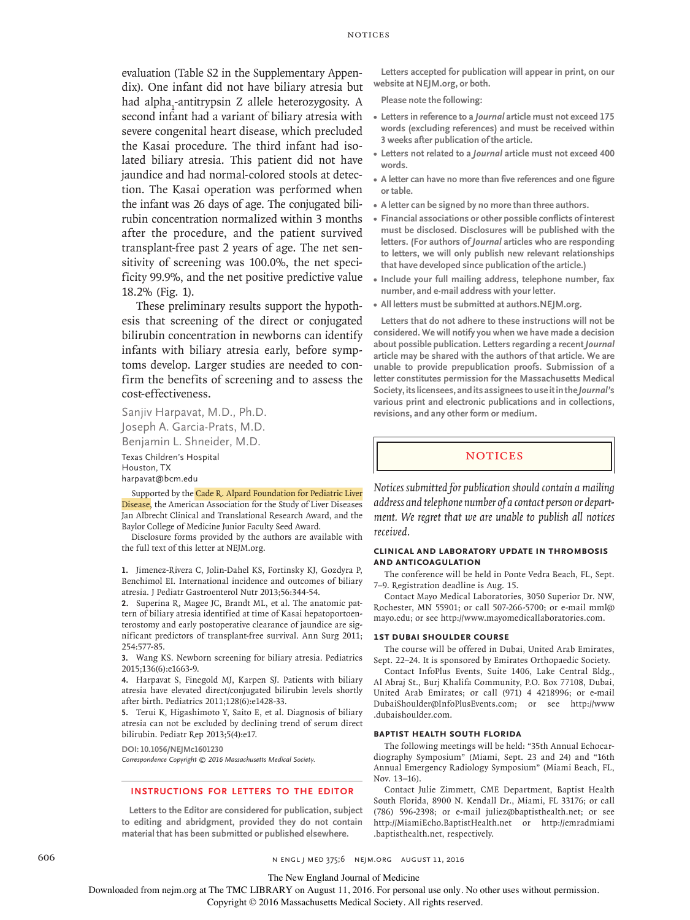evaluation (Table S2 in the Supplementary Appendix). One infant did not have biliary atresia but had alpha$_1$-antitrypsin Z allele heterozygosity. A second infant had a variant of biliary atresia with severe congenital heart disease, which precluded the Kasai procedure. The third infant had isolated biliary atresia. This patient did not have jaundice and had normal-colored stools at detection. The Kasai operation was performed when the infant was 26 days of age. The conjugated bilirubin concentration normalized within 3 months after the procedure, and the patient survived transplant-free past 2 years of age. The net sensitivity of screening was 100.0%, the net specificity 99.9%, and the net positive predictive value 18.2% (Fig. 1).

These preliminary results support the hypothesis that screening of the direct or conjugated bilirubin concentration in newborns can identify infants with biliary atresia early, before symptoms develop. Larger studies are needed to confirm the benefits of screening and to assess the cost-effectiveness.

Sanjiv Harpavat, M.D., Ph.D.
Joseph A. Garcia-Prats, M.D.
Benjamin L. Shneider, M.D.

Texas Children's Hospital
Houston, TX
harpavat@bcm.edu

Supported by the Cade R. Alpard Foundation for Pediatric Liver Disease, the American Association for the Study of Liver Diseases Jan Albrecht Clinical and Translational Research Award, and the Baylor College of Medicine Junior Faculty Seed Award.

Disclosure forms provided by the authors are available with the full text of this letter at NEJM.org.

1. Jimenez-Rivera C, Jolin-Dahel KS, Fortinsky KJ, Gozdyra P, Benchimol EI. International incidence and outcomes of biliary atresia. J Pediatr Gastroenterol Nutr 2013;56:344-54.
2. Superina R, Magee JC, Brandt ML, et al. The anatomic pattern of biliary atresia identified at time of Kasai hepatoportoenterostomy and early postoperative clearance of jaundice are significant predictors of transplant-free survival. Ann Surg 2011;254:577-85.
3. Wang KS. Newborn screening for biliary atresia. Pediatrics 2015;136(6):e1663-9.
4. Harpavat S, Finegold MJ, Karpen SJ. Patients with biliary atresia have elevated direct/conjugated bilirubin levels shortly after birth. Pediatrics 2011;128(6):e1428-33.
5. Terui K, Higashimoto Y, Saito E, et al. Diagnosis of biliary atresia can not be excluded by declining trend of serum direct bilirubin. Pediatr Rep 2013;5(4):e17.

**DOI: 10.1056/NEJMc1601230**
*Correspondence Copyright © 2016 Massachusetts Medical Society.*

## INSTRUCTIONS FOR LETTERS TO THE EDITOR

Letters to the Editor are considered for publication, subject to editing and abridgment, provided they do not contain material that has been submitted or published elsewhere.

Letters accepted for publication will appear in print, on our website at NEJM.org, or both.

Please note the following:

- Letters in reference to a *Journal* article must not exceed 175 words (excluding references) and must be received within 3 weeks after publication of the article.
- Letters not related to a *Journal* article must not exceed 400 words.
- A letter can have no more than five references and one figure or table.
- A letter can be signed by no more than three authors.
- Financial associations or other possible conflicts of interest must be disclosed. Disclosures will be published with the letters. (For authors of *Journal* articles who are responding to letters, we will only publish new relevant relationships that have developed since publication of the article.)
- Include your full mailing address, telephone number, fax number, and e-mail address with your letter.
- All letters must be submitted at authors.NEJM.org.

Letters that do not adhere to these instructions will not be considered. We will notify you when we have made a decision about possible publication. Letters regarding a recent *Journal* article may be shared with the authors of that article. We are unable to provide prepublication proofs. Submission of a letter constitutes permission for the Massachusetts Medical Society, its licensees, and its assignees to use it in the *Journal's* various print and electronic publications and in collections, revisions, and any other form or medium.

## NOTICES

*Notices submitted for publication should contain a mailing address and telephone number of a contact person or department. We regret that we are unable to publish all notices received.*

### CLINICAL AND LABORATORY UPDATE IN THROMBOSIS AND ANTICOAGULATION

The conference will be held in Ponte Vedra Beach, FL, Sept. 7–9. Registration deadline is Aug. 15.

Contact Mayo Medical Laboratories, 3050 Superior Dr. NW, Rochester, MN 55901; or call 507-266-5700; or e-mail mml@mayo.edu; or see http://www.mayomedicallaboratories.com.

### 1ST DUBAI SHOULDER COURSE

The course will be offered in Dubai, United Arab Emirates, Sept. 22–24. It is sponsored by Emirates Orthopaedic Society.

Contact InfoPlus Events, Suite 1406, Lake Central Bldg., Al Abraj St., Burj Khalifa Community, P.O. Box 77108, Dubai, United Arab Emirates; or call (971) 4 4218996; or e-mail DubaiShoulder@InfoPlusEvents.com; or see http://www.dubaishoulder.com.

### BAPTIST HEALTH SOUTH FLORIDA

The following meetings will be held: "35th Annual Echocardiography Symposium" (Miami, Sept. 23 and 24) and "16th Annual Emergency Radiology Symposium" (Miami Beach, FL, Nov. 13–16).

Contact Julie Zimmett, CME Department, Baptist Health South Florida, 8900 N. Kendall Dr., Miami, FL 33176; or call (786) 596-2398; or e-mail juliez@baptisthealth.net; or see http://MiamiEcho.BaptistHealth.net or http://emradmiami.baptisthealth.net, respectively.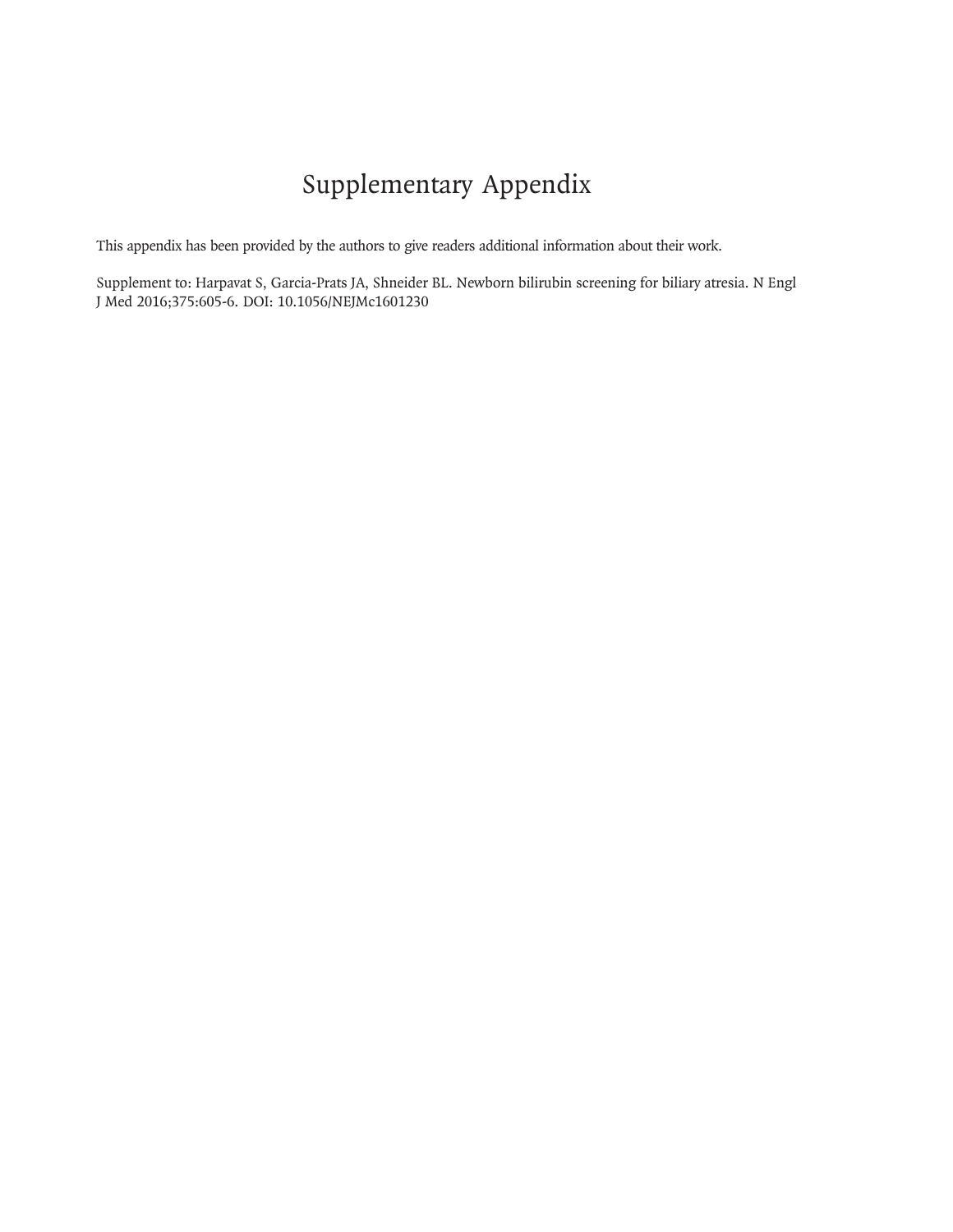# Supplementary Appendix

This appendix has been provided by the authors to give readers additional information about their work.

Supplement to: Harpavat S, Garcia-Prats JA, Shneider BL. Newborn bilirubin screening for biliary atresia. N Engl J Med 2016;375:605-6. DOI: 10.1056/NEJMc1601230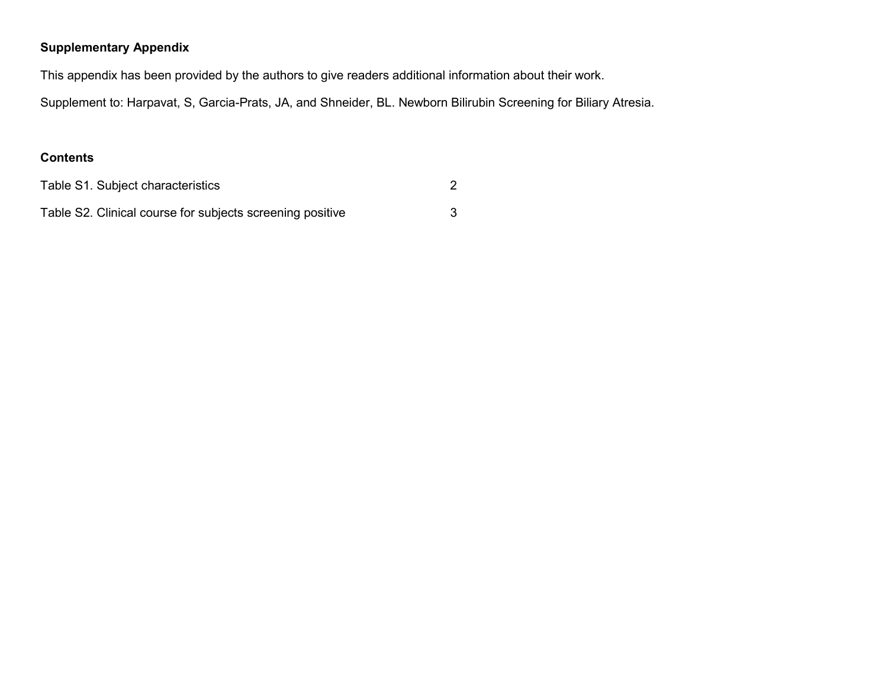**Supplementary Appendix**

This appendix has been provided by the authors to give readers additional information about their work.

Supplement to: Harpavat, S, Garcia-Prats, JA, and Shneider, BL. Newborn Bilirubin Screening for Biliary Atresia.

**Contents**

| | |
|---|---|
| Table S1. Subject characteristics | 2 |
| Table S2. Clinical course for subjects screening positive | 3 |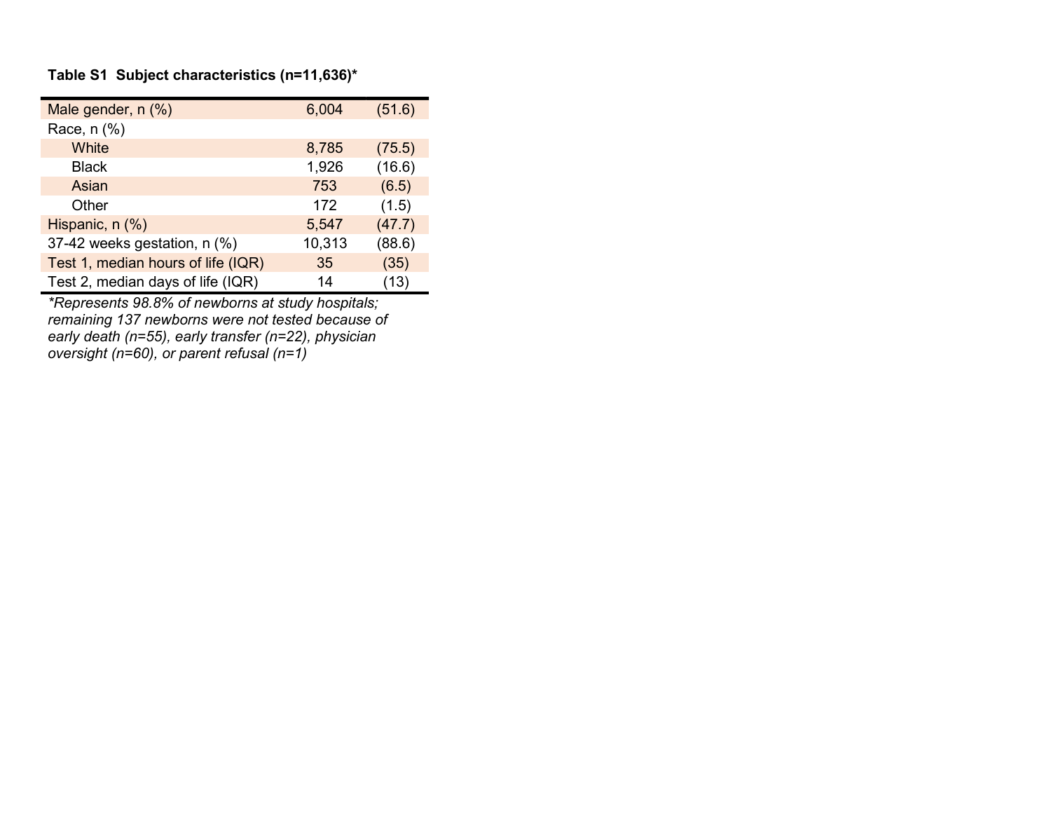**Table S1 Subject characteristics (n=11,636)***

| | | |
|---|---|---|
| Male gender, n (%) | 6,004 | (51.6) |
| Race, n (%) | | |
| White | 8,785 | (75.5) |
| Black | 1,926 | (16.6) |
| Asian | 753 | (6.5) |
| Other | 172 | (1.5) |
| Hispanic, n (%) | 5,547 | (47.7) |
| 37-42 weeks gestation, n (%) | 10,313 | (88.6) |
| Test 1, median hours of life (IQR) | 35 | (35) |
| Test 2, median days of life (IQR) | 14 | (13) |

*\*Represents 98.8% of newborns at study hospitals; remaining 137 newborns were not tested because of early death (n=55), early transfer (n=22), physician oversight (n=60), or parent refusal (n=1)*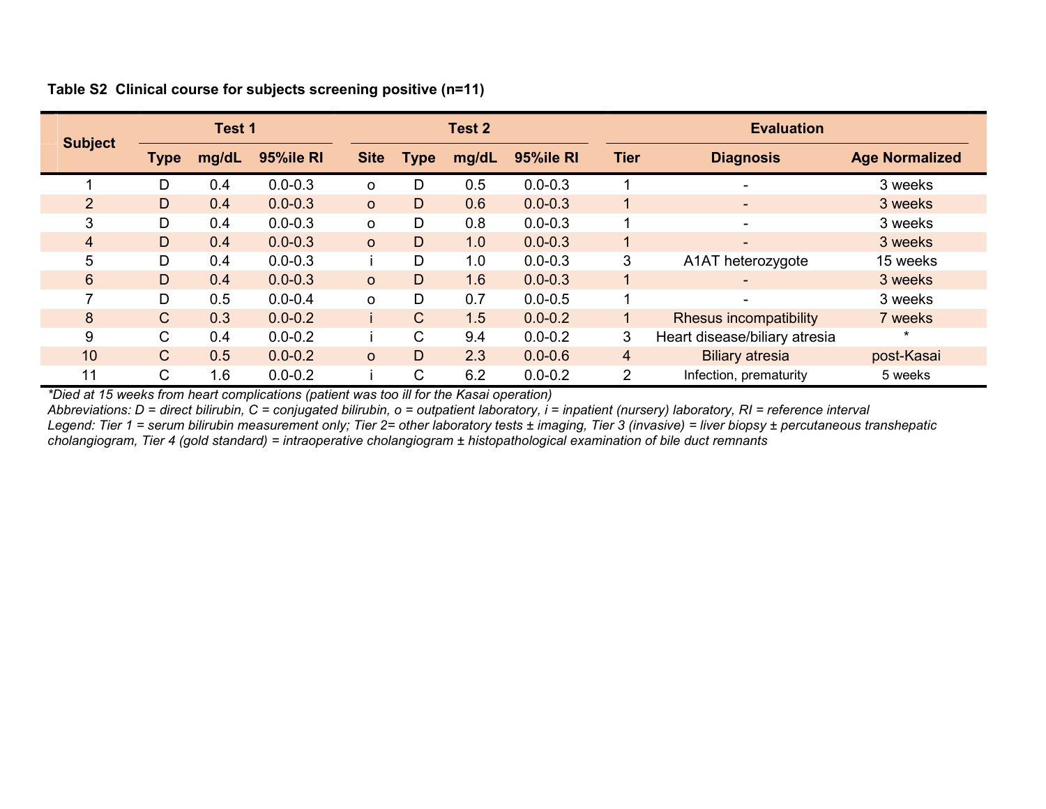**Table S2 Clinical course for subjects screening positive (n=11)**

| Subject | Test 1 | | | Test 2 | | | | Evaluation | | |
|---|---|---|---|---|---|---|---|---|---|---|
| | Type | mg/dL | 95%ile RI | Site | Type | mg/dL | 95%ile RI | Tier | Diagnosis | Age Normalized |
| 1 | D | 0.4 | 0.0-0.3 | o | D | 0.5 | 0.0-0.3 | 1 | - | 3 weeks |
| 2 | D | 0.4 | 0.0-0.3 | o | D | 0.6 | 0.0-0.3 | 1 | - | 3 weeks |
| 3 | D | 0.4 | 0.0-0.3 | o | D | 0.8 | 0.0-0.3 | 1 | - | 3 weeks |
| 4 | D | 0.4 | 0.0-0.3 | o | D | 1.0 | 0.0-0.3 | 1 | - | 3 weeks |
| 5 | D | 0.4 | 0.0-0.3 | i | D | 1.0 | 0.0-0.3 | 3 | A1AT heterozygote | 15 weeks |
| 6 | D | 0.4 | 0.0-0.3 | o | D | 1.6 | 0.0-0.3 | 1 | - | 3 weeks |
| 7 | D | 0.5 | 0.0-0.4 | o | D | 0.7 | 0.0-0.5 | 1 | - | 3 weeks |
| 8 | C | 0.3 | 0.0-0.2 | i | C | 1.5 | 0.0-0.2 | 1 | Rhesus incompatibility | 7 weeks |
| 9 | C | 0.4 | 0.0-0.2 | i | C | 9.4 | 0.0-0.2 | 3 | Heart disease/biliary atresia | * |
| 10 | C | 0.5 | 0.0-0.2 | o | D | 2.3 | 0.0-0.6 | 4 | Biliary atresia | post-Kasai |
| 11 | C | 1.6 | 0.0-0.2 | i | C | 6.2 | 0.0-0.2 | 2 | Infection, prematurity | 5 weeks |

*\*Died at 15 weeks from heart complications (patient was too ill for the Kasai operation)*

*Abbreviations: D = direct bilirubin, C = conjugated bilirubin, o = outpatient laboratory, i = inpatient (nursery) laboratory, RI = reference interval*

*Legend: Tier 1 = serum bilirubin measurement only; Tier 2= other laboratory tests ± imaging, Tier 3 (invasive) = liver biopsy ± percutaneous transhepatic cholangiogram, Tier 4 (gold standard) = intraoperative cholangiogram ± histopathological examination of bile duct remnants*